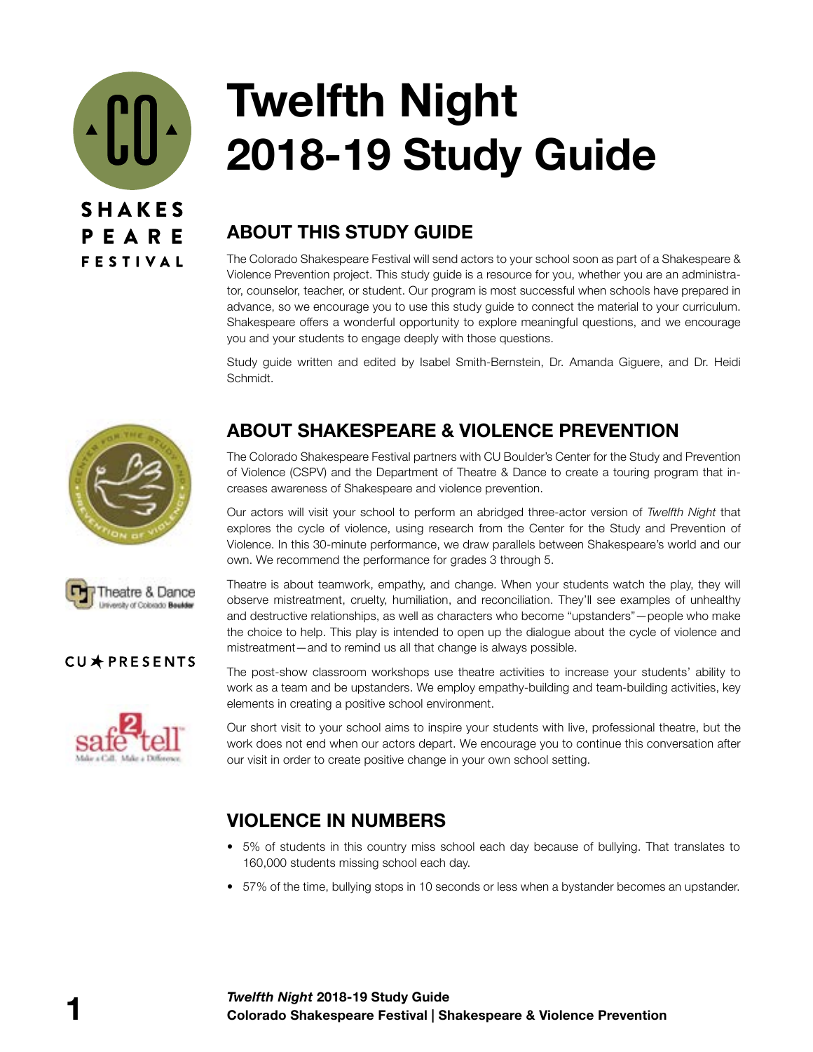# Twelfth Night 2018-19 Study Guide

## ABOUT THIS STUDY GUIDE

The Colorado Shakespeare Festival will send actors to your school soon as part of a Shakespeare & Violence Prevention project. This study guide is a resource for you, whether you are an administrator, counselor, teacher, or student. Our program is most successful when schools have prepared in advance, so we encourage you to use this study guide to connect the material to your curriculum. Shakespeare offers a wonderful opportunity to explore meaningful questions, and we encourage you and your students to engage deeply with those questions.

Study guide written and edited by Isabel Smith-Bernstein, Dr. Amanda Giguere, and Dr. Heidi Schmidt.

## ABOUT SHAKESPEARE & VIOLENCE PREVENTION

The Colorado Shakespeare Festival partners with CU Boulder's Center for the Study and Prevention of Violence (CSPV) and the Department of Theatre & Dance to create a touring program that increases awareness of Shakespeare and violence prevention.

Our actors will visit your school to perform an abridged three-actor version of *Twelfth Night* that explores the cycle of violence, using research from the Center for the Study and Prevention of Violence. In this 30-minute performance, we draw parallels between Shakespeare's world and our own. We recommend the performance for grades 3 through 5.

Theatre is about teamwork, empathy, and change. When your students watch the play, they will observe mistreatment, cruelty, humiliation, and reconciliation. They'll see examples of unhealthy and destructive relationships, as well as characters who become "upstanders"—people who make the choice to help. This play is intended to open up the dialogue about the cycle of violence and mistreatment—and to remind us all that change is always possible.

The post-show classroom workshops use theatre activities to increase your students' ability to work as a team and be upstanders. We employ empathy-building and team-building activities, key elements in creating a positive school environment.

Our short visit to your school aims to inspire your students with live, professional theatre, but the work does not end when our actors depart. We encourage you to continue this conversation after our visit in order to create positive change in your own school setting.

## VIOLENCE IN NUMBERS

- 5% of students in this country miss school each day because of bullying. That translates to 160,000 students missing school each day.
- 57% of the time, bullying stops in 10 seconds or less when a bystander becomes an upstander.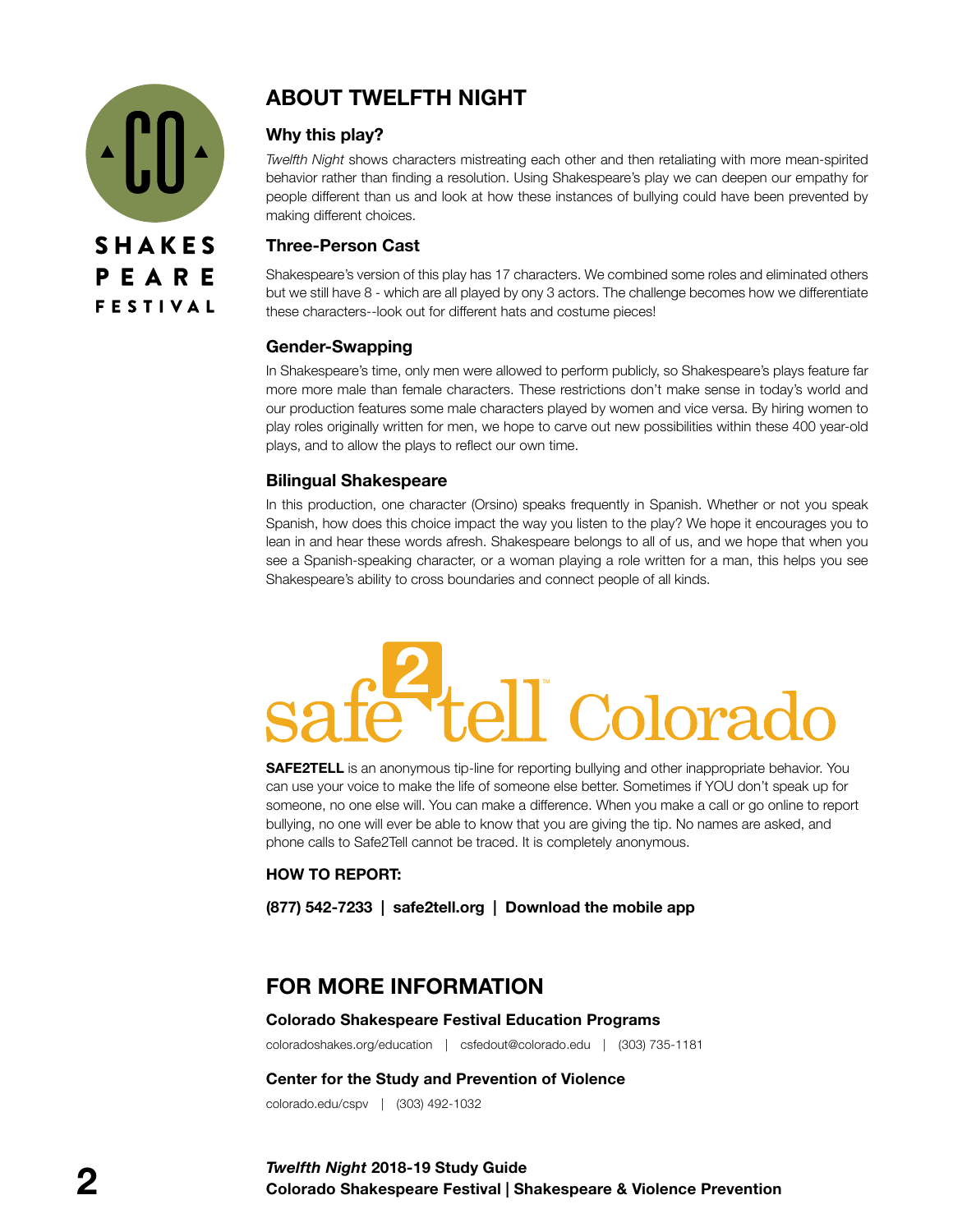## ABOUT TWELFTH NIGHT

### Why this play?

*Twelfth Night* shows characters mistreating each other and then retaliating with more mean-spirited behavior rather than finding a resolution. Using Shakespeare's play we can deepen our empathy for people different than us and look at how these instances of bullying could have been prevented by making different choices.

### Three-Person Cast

Shakespeare's version of this play has 17 characters. We combined some roles and eliminated others but we still have 8 - which are all played by ony 3 actors. The challenge becomes how we differentiate these characters--look out for different hats and costume pieces!

### Gender-Swapping

In Shakespeare's time, only men were allowed to perform publicly, so Shakespeare's plays feature far more more male than female characters. These restrictions don't make sense in today's world and our production features some male characters played by women and vice versa. By hiring women to play roles originally written for men, we hope to carve out new possibilities within these 400 year-old plays, and to allow the plays to reflect our own time.

### Bilingual Shakespeare

In this production, one character (Orsino) speaks frequently in Spanish. Whether or not you speak Spanish, how does this choice impact the way you listen to the play? We hope it encourages you to lean in and hear these words afresh. Shakespeare belongs to all of us, and we hope that when you see a Spanish-speaking character, or a woman playing a role written for a man, this helps you see Shakespeare's ability to cross boundaries and connect people of all kinds.

safe2tell™ Colorado

**SAFE2TELL** is an anonymous tip-line for reporting bullying and other inappropriate behavior. You can use your voice to make the life of someone else better. Sometimes if YOU don't speak up for someone, no one else will. You can make a difference. When you make a call or go online to report bullying, no one will ever be able to know that you are giving the tip. No names are asked, and phone calls to Safe2Tell cannot be traced. It is completely anonymous.

**HOW TO REPORT:**

**(877) 542-7233 | safe2tell.org | Download the mobile app**

## FOR MORE INFORMATION

### Colorado Shakespeare Festival Education Programs

coloradoshakes.org/education | csfedout@colorado.edu | (303) 735-1181

### Center for the Study and Prevention of Violence

colorado.edu/cspv | (303) 492-1032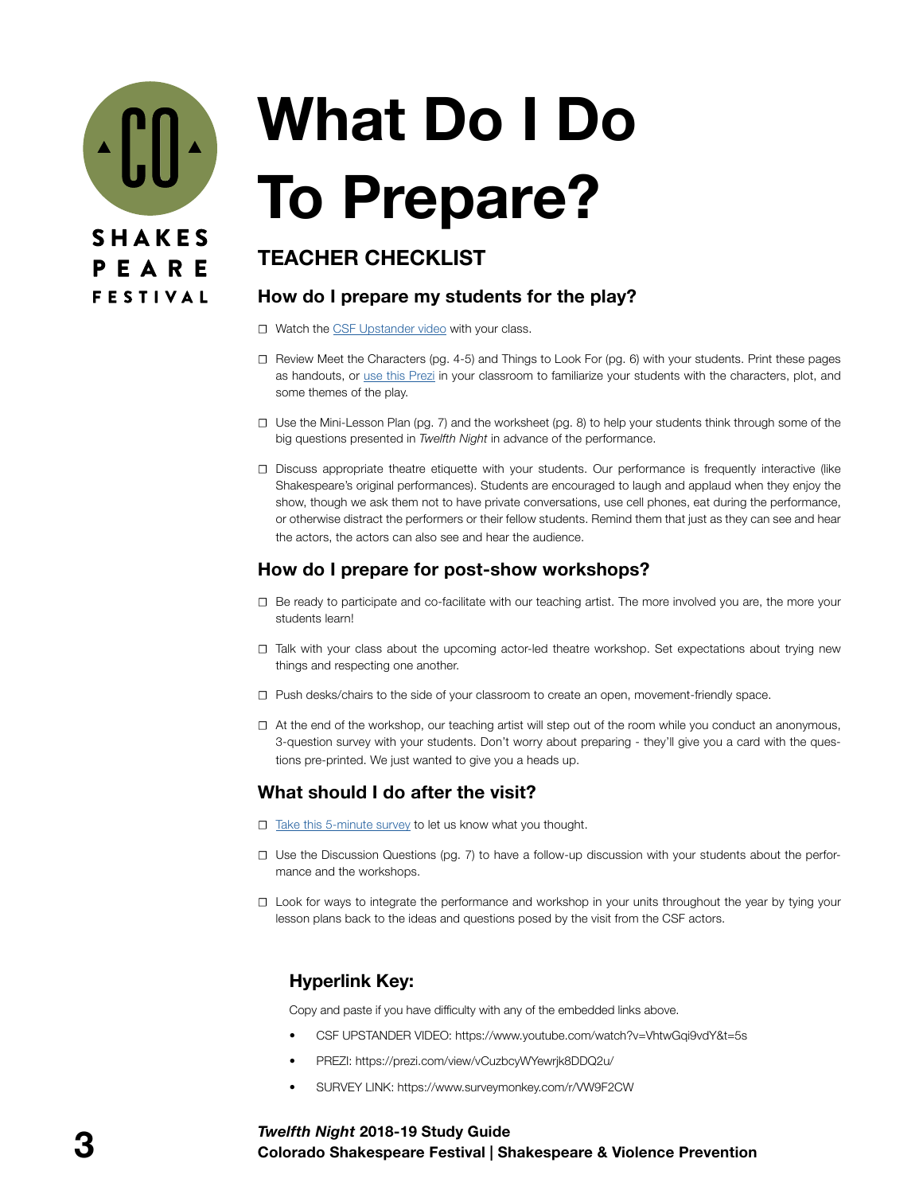# What Do I Do To Prepare?

## TEACHER CHECKLIST

### How do I prepare my students for the play?

- ☐ Watch the CSF Upstander video with your class.
- ☐ Review Meet the Characters (pg. 4-5) and Things to Look For (pg. 6) with your students. Print these pages as handouts, or use this Prezi in your classroom to familiarize your students with the characters, plot, and some themes of the play.
- ☐ Use the Mini-Lesson Plan (pg. 7) and the worksheet (pg. 8) to help your students think through some of the big questions presented in *Twelfth Night* in advance of the performance.
- ☐ Discuss appropriate theatre etiquette with your students. Our performance is frequently interactive (like Shakespeare's original performances). Students are encouraged to laugh and applaud when they enjoy the show, though we ask them not to have private conversations, use cell phones, eat during the performance, or otherwise distract the performers or their fellow students. Remind them that just as they can see and hear the actors, the actors can also see and hear the audience.

### How do I prepare for post-show workshops?

- ☐ Be ready to participate and co-facilitate with our teaching artist. The more involved you are, the more your students learn!
- ☐ Talk with your class about the upcoming actor-led theatre workshop. Set expectations about trying new things and respecting one another.
- ☐ Push desks/chairs to the side of your classroom to create an open, movement-friendly space.
- ☐ At the end of the workshop, our teaching artist will step out of the room while you conduct an anonymous, 3-question survey with your students. Don't worry about preparing - they'll give you a card with the questions pre-printed. We just wanted to give you a heads up.

### What should I do after the visit?

- ☐ Take this 5-minute survey to let us know what you thought.
- ☐ Use the Discussion Questions (pg. 7) to have a follow-up discussion with your students about the performance and the workshops.
- ☐ Look for ways to integrate the performance and workshop in your units throughout the year by tying your lesson plans back to the ideas and questions posed by the visit from the CSF actors.

### Hyperlink Key:

Copy and paste if you have difficulty with any of the embedded links above.

- CSF UPSTANDER VIDEO: https://www.youtube.com/watch?v=VhtwGqi9vdY&t=5s
- PREZI: https://prezi.com/view/vCuzbcyWYewrjk8DDQ2u/
- SURVEY LINK: https://www.surveymonkey.com/r/VW9F2CW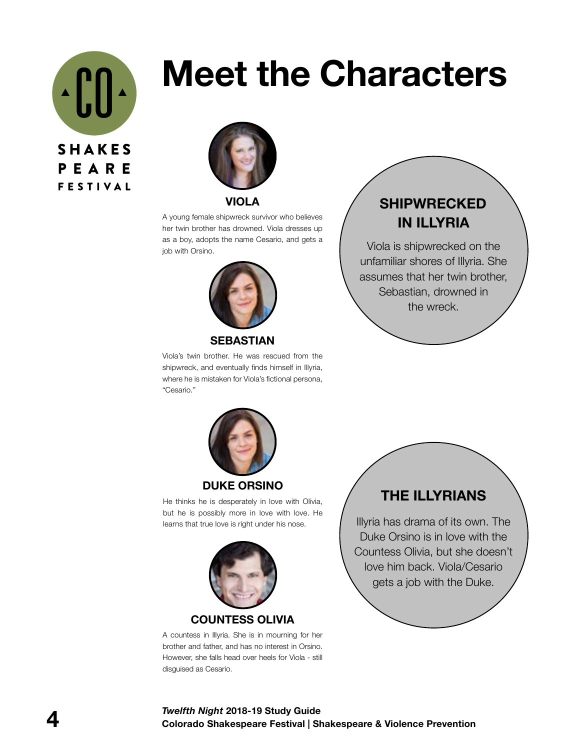# Meet the Characters

### VIOLA

A young female shipwreck survivor who believes her twin brother has drowned. Viola dresses up as a boy, adopts the name Cesario, and gets a job with Orsino.

### SEBASTIAN

Viola's twin brother. He was rescued from the shipwreck, and eventually finds himself in Illyria, where he is mistaken for Viola's fictional persona, "Cesario."

### DUKE ORSINO

He thinks he is desperately in love with Olivia, but he is possibly more in love with love. He learns that true love is right under his nose.

### COUNTESS OLIVIA

A countess in Illyria. She is in mourning for her brother and father, and has no interest in Orsino. However, she falls head over heels for Viola - still disguised as Cesario.

## SHIPWRECKED IN ILLYRIA

Viola is shipwrecked on the unfamiliar shores of Illyria. She assumes that her twin brother, Sebastian, drowned in the wreck.

## THE ILLYRIANS

Illyria has drama of its own. The Duke Orsino is in love with the Countess Olivia, but she doesn't love him back. Viola/Cesario gets a job with the Duke.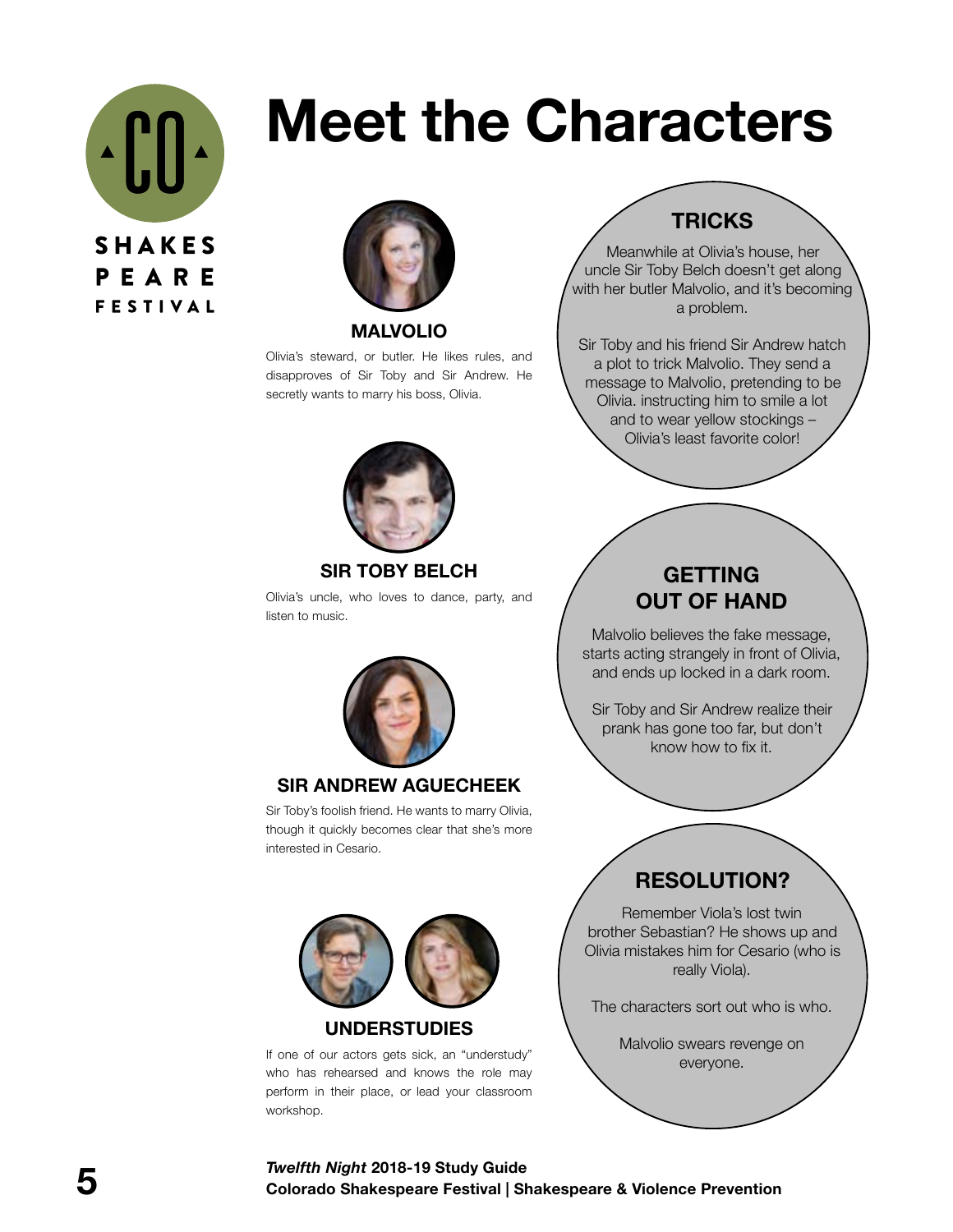# Meet the Characters

### MALVOLIO

Olivia's steward, or butler. He likes rules, and disapproves of Sir Toby and Sir Andrew. He secretly wants to marry his boss, Olivia.

### SIR TOBY BELCH

Olivia's uncle, who loves to dance, party, and listen to music.

### SIR ANDREW AGUECHEEK

Sir Toby's foolish friend. He wants to marry Olivia, though it quickly becomes clear that she's more interested in Cesario.

### UNDERSTUDIES

If one of our actors gets sick, an "understudy" who has rehearsed and knows the role may perform in their place, or lead your classroom workshop.

## TRICKS

Meanwhile at Olivia's house, her uncle Sir Toby Belch doesn't get along with her butler Malvolio, and it's becoming a problem.

Sir Toby and his friend Sir Andrew hatch a plot to trick Malvolio. They send a message to Malvolio, pretending to be Olivia. instructing him to smile a lot and to wear yellow stockings – Olivia's least favorite color!

## GETTING OUT OF HAND

Malvolio believes the fake message, starts acting strangely in front of Olivia, and ends up locked in a dark room.

Sir Toby and Sir Andrew realize their prank has gone too far, but don't know how to fix it.

## RESOLUTION?

Remember Viola's lost twin brother Sebastian? He shows up and Olivia mistakes him for Cesario (who is really Viola).

The characters sort out who is who.

Malvolio swears revenge on everyone.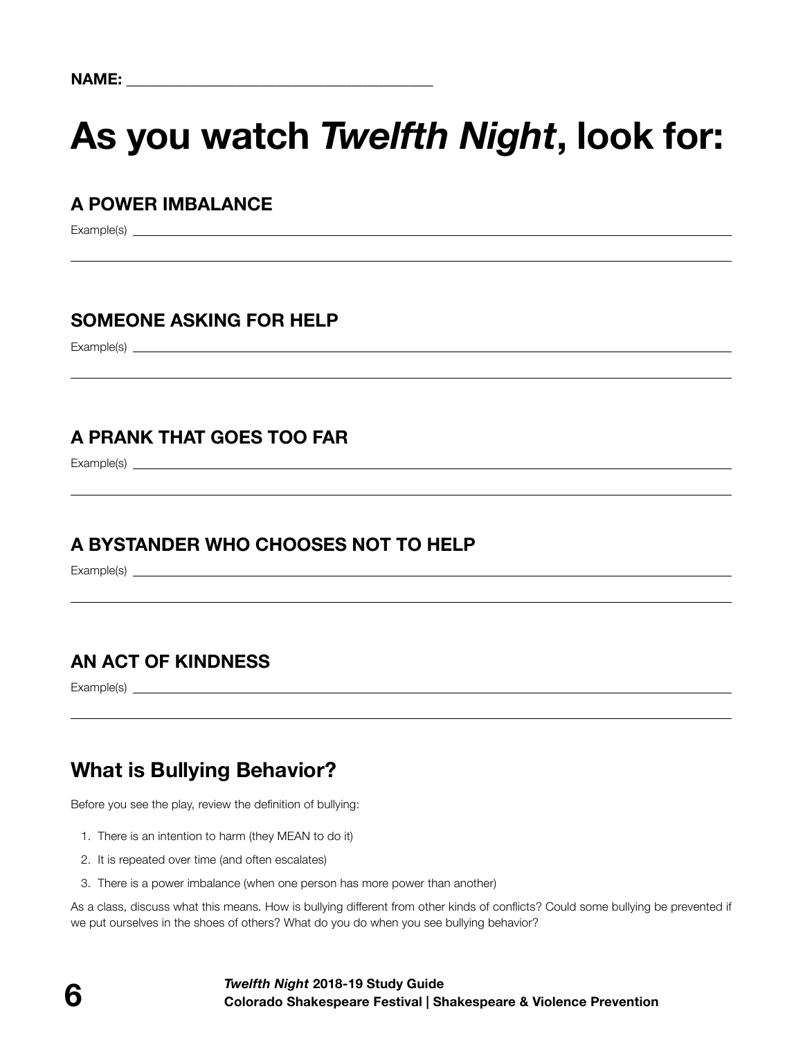NAME: ______________________________________

# As you watch *Twelfth Night*, look for:

### A POWER IMBALANCE

Example(s) ______________________________________________________________

______________________________________________________________

### SOMEONE ASKING FOR HELP

Example(s) ______________________________________________________________

______________________________________________________________

### A PRANK THAT GOES TOO FAR

Example(s) ______________________________________________________________

______________________________________________________________

### A BYSTANDER WHO CHOOSES NOT TO HELP

Example(s) ______________________________________________________________

______________________________________________________________

### AN ACT OF KINDNESS

Example(s) ______________________________________________________________

______________________________________________________________

## What is Bullying Behavior?

Before you see the play, review the definition of bullying:

1. There is an intention to harm (they MEAN to do it)
2. It is repeated over time (and often escalates)
3. There is a power imbalance (when one person has more power than another)

As a class, discuss what this means. How is bullying different from other kinds of conflicts? Could some bullying be prevented if we put ourselves in the shoes of others? What do you do when you see bullying behavior?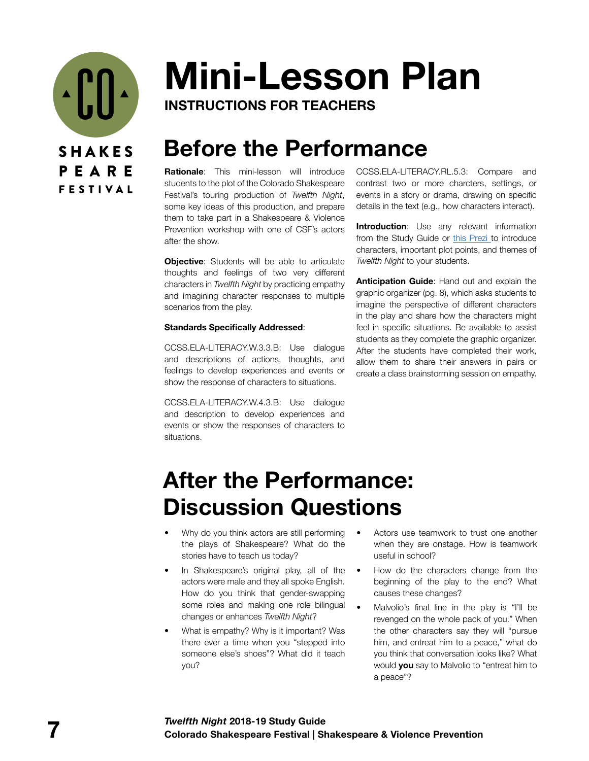# Mini-Lesson Plan

**INSTRUCTIONS FOR TEACHERS**

## Before the Performance

**Rationale**: This mini-lesson will introduce students to the plot of the Colorado Shakespeare Festival's touring production of *Twelfth Night*, some key ideas of this production, and prepare them to take part in a Shakespeare & Violence Prevention workshop with one of CSF's actors after the show.

**Objective**: Students will be able to articulate thoughts and feelings of two very different characters in *Twelfth Night* by practicing empathy and imagining character responses to multiple scenarios from the play.

**Standards Specifically Addressed**:

CCSS.ELA-LITERACY.W.3.3.B: Use dialogue and descriptions of actions, thoughts, and feelings to develop experiences and events or show the response of characters to situations.

CCSS.ELA-LITERACY.W.4.3.B: Use dialogue and description to develop experiences and events or show the responses of characters to situations.

CCSS.ELA-LITERACY.RL.5.3: Compare and contrast two or more charcters, settings, or events in a story or drama, drawing on specific details in the text (e.g., how characters interact).

**Introduction**: Use any relevant information from the Study Guide or this Prezi to introduce characters, important plot points, and themes of *Twelfth Night* to your students.

**Anticipation Guide**: Hand out and explain the graphic organizer (pg. 8), which asks students to imagine the perspective of different characters in the play and share how the characters might feel in specific situations. Be available to assist students as they complete the graphic organizer. After the students have completed their work, allow them to share their answers in pairs or create a class brainstorming session on empathy.

## After the Performance: Discussion Questions

- Why do you think actors are still performing the plays of Shakespeare? What do the stories have to teach us today?
- In Shakespeare's original play, all of the actors were male and they all spoke English. How do you think that gender-swapping some roles and making one role bilingual changes or enhances *Twelfth Night*?
- What is empathy? Why is it important? Was there ever a time when you "stepped into someone else's shoes"? What did it teach you?
- Actors use teamwork to trust one another when they are onstage. How is teamwork useful in school?
- How do the characters change from the beginning of the play to the end? What causes these changes?
- Malvolio's final line in the play is "I'll be revenged on the whole pack of you." When the other characters say they will "pursue him, and entreat him to a peace," what do you think that conversation looks like? What would **you** say to Malvolio to "entreat him to a peace"?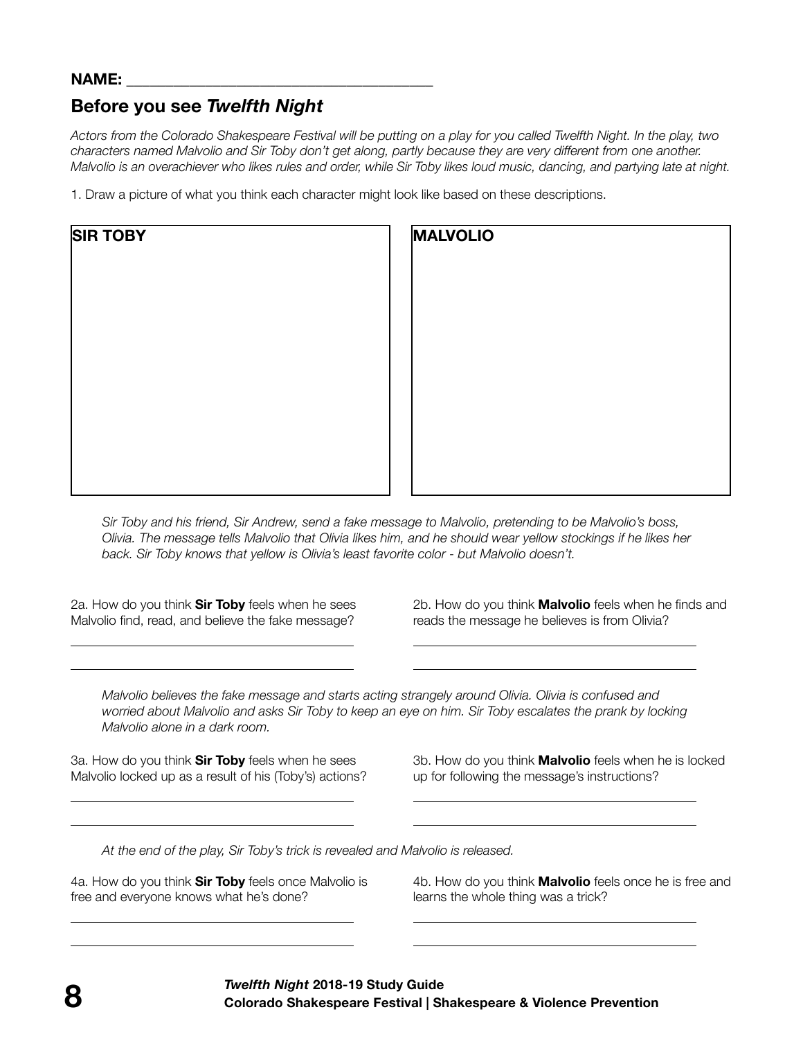**NAME:** ________________________________________

## Before you see *Twelfth Night*

*Actors from the Colorado Shakespeare Festival will be putting on a play for you called Twelfth Night. In the play, two characters named Malvolio and Sir Toby don't get along, partly because they are very different from one another. Malvolio is an overachiever who likes rules and order, while Sir Toby likes loud music, dancing, and partying late at night.*

1. Draw a picture of what you think each character might look like based on these descriptions.

| **SIR TOBY** | **MALVOLIO** |
|---|---|
| | |

*Sir Toby and his friend, Sir Andrew, send a fake message to Malvolio, pretending to be Malvolio's boss, Olivia. The message tells Malvolio that Olivia likes him, and he should wear yellow stockings if he likes her back. Sir Toby knows that yellow is Olivia's least favorite color - but Malvolio doesn't.*

2a. How do you think **Sir Toby** feels when he sees Malvolio find, read, and believe the fake message?

________________________________________

________________________________________

2b. How do you think **Malvolio** feels when he finds and reads the message he believes is from Olivia?

________________________________________

________________________________________

*Malvolio believes the fake message and starts acting strangely around Olivia. Olivia is confused and worried about Malvolio and asks Sir Toby to keep an eye on him. Sir Toby escalates the prank by locking Malvolio alone in a dark room.*

3a. How do you think **Sir Toby** feels when he sees Malvolio locked up as a result of his (Toby's) actions?

________________________________________

________________________________________

3b. How do you think **Malvolio** feels when he is locked up for following the message's instructions?

________________________________________

________________________________________

*At the end of the play, Sir Toby's trick is revealed and Malvolio is released.*

4a. How do you think **Sir Toby** feels once Malvolio is free and everyone knows what he's done?

________________________________________

________________________________________

4b. How do you think **Malvolio** feels once he is free and learns the whole thing was a trick?

________________________________________

________________________________________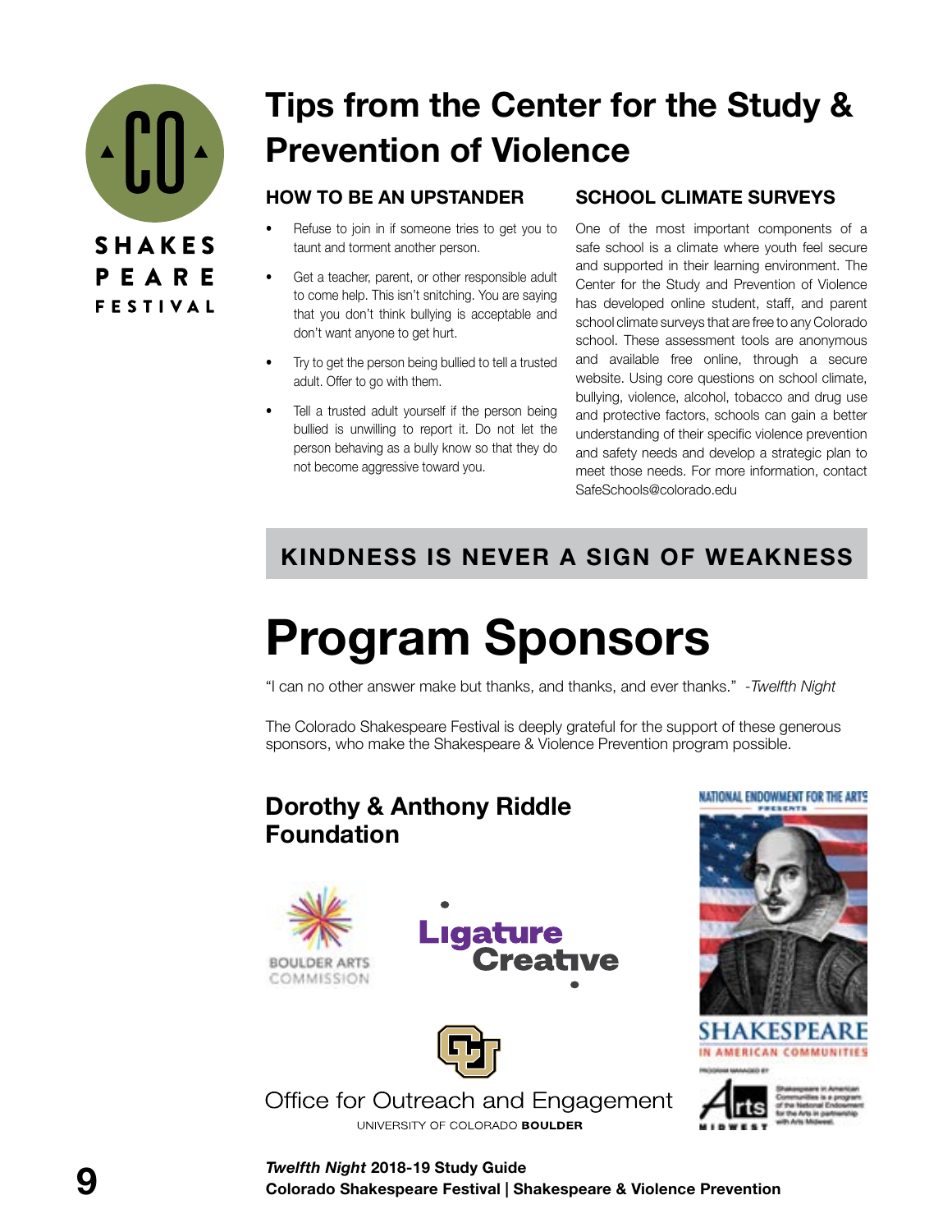# Tips from the Center for the Study & Prevention of Violence

## HOW TO BE AN UPSTANDER

- Refuse to join in if someone tries to get you to taunt and torment another person.
- Get a teacher, parent, or other responsible adult to come help. This isn't snitching. You are saying that you don't think bullying is acceptable and don't want anyone to get hurt.
- Try to get the person being bullied to tell a trusted adult. Offer to go with them.
- Tell a trusted adult yourself if the person being bullied is unwilling to report it. Do not let the person behaving as a bully know so that they do not become aggressive toward you.

## SCHOOL CLIMATE SURVEYS

One of the most important components of a safe school is a climate where youth feel secure and supported in their learning environment. The Center for the Study and Prevention of Violence has developed online student, staff, and parent school climate surveys that are free to any Colorado school. These assessment tools are anonymous and available free online, through a secure website. Using core questions on school climate, bullying, violence, alcohol, tobacco and drug use and protective factors, schools can gain a better understanding of their specific violence prevention and safety needs and develop a strategic plan to meet those needs. For more information, contact SafeSchools@colorado.edu

**KINDNESS IS NEVER A SIGN OF WEAKNESS**

# Program Sponsors

"I can no other answer make but thanks, and thanks, and ever thanks." *-Twelfth Night*

The Colorado Shakespeare Festival is deeply grateful for the support of these generous sponsors, who make the Shakespeare & Violence Prevention program possible.

## Dorothy & Anthony Riddle Foundation

Boulder Arts Commission

Ligature Creative

Office for Outreach and Engagement
University of Colorado Boulder

National Endowment for the Arts presents Shakespeare in American Communities

Arts Midwest